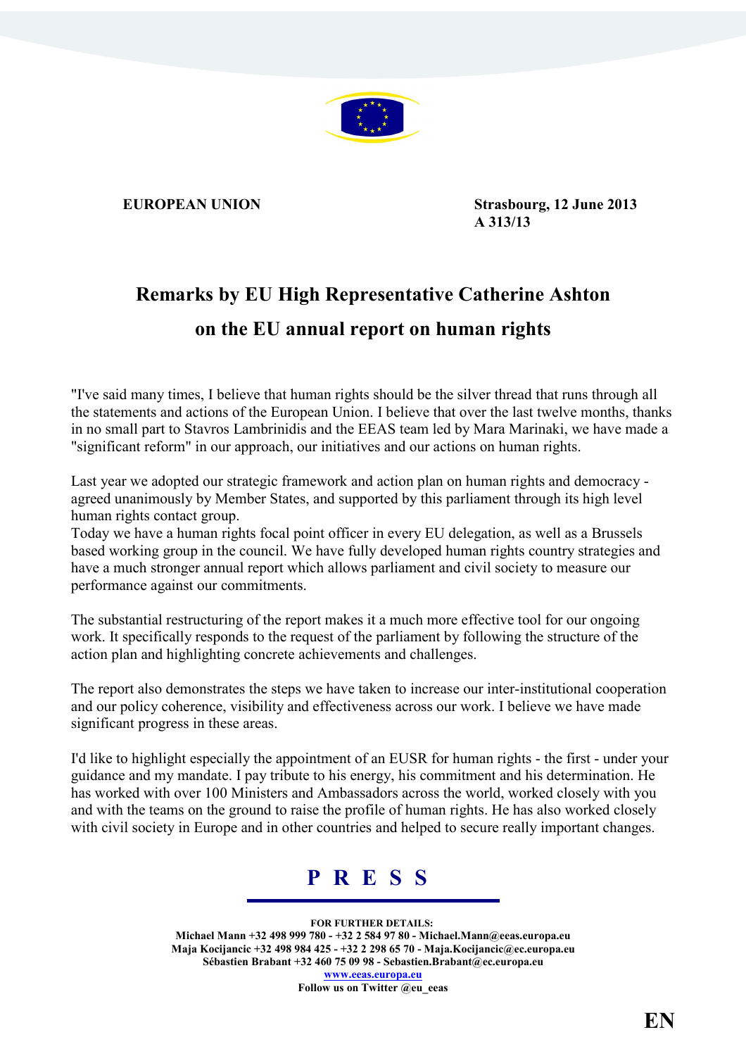**EUROPEAN UNION**

**Strasbourg, 12 June 2013**
**A 313/13**

# Remarks by EU High Representative Catherine Ashton on the EU annual report on human rights

"I've said many times, I believe that human rights should be the silver thread that runs through all the statements and actions of the European Union. I believe that over the last twelve months, thanks in no small part to Stavros Lambrinidis and the EEAS team led by Mara Marinaki, we have made a "significant reform" in our approach, our initiatives and our actions on human rights.

Last year we adopted our strategic framework and action plan on human rights and democracy - agreed unanimously by Member States, and supported by this parliament through its high level human rights contact group.
Today we have a human rights focal point officer in every EU delegation, as well as a Brussels based working group in the council. We have fully developed human rights country strategies and have a much stronger annual report which allows parliament and civil society to measure our performance against our commitments.

The substantial restructuring of the report makes it a much more effective tool for our ongoing work. It specifically responds to the request of the parliament by following the structure of the action plan and highlighting concrete achievements and challenges.

The report also demonstrates the steps we have taken to increase our inter-institutional cooperation and our policy coherence, visibility and effectiveness across our work. I believe we have made significant progress in these areas.

I'd like to highlight especially the appointment of an EUSR for human rights - the first - under your guidance and my mandate. I pay tribute to his energy, his commitment and his determination. He has worked with over 100 Ministers and Ambassadors across the world, worked closely with you and with the teams on the ground to raise the profile of human rights. He has also worked closely with civil society in Europe and in other countries and helped to secure really important changes.

**P R E S S**

**FOR FURTHER DETAILS:**
**Michael Mann +32 498 999 780 - +32 2 584 97 80 - Michael.Mann@eeas.europa.eu**
**Maja Kocijancic +32 498 984 425 - +32 2 298 65 70 - Maja.Kocijancic@ec.europa.eu**
**Sébastien Brabant +32 460 75 09 98 - Sebastien.Brabant@ec.europa.eu**
**www.eeas.europa.eu**
**Follow us on Twitter @eu_eeas**

**EN**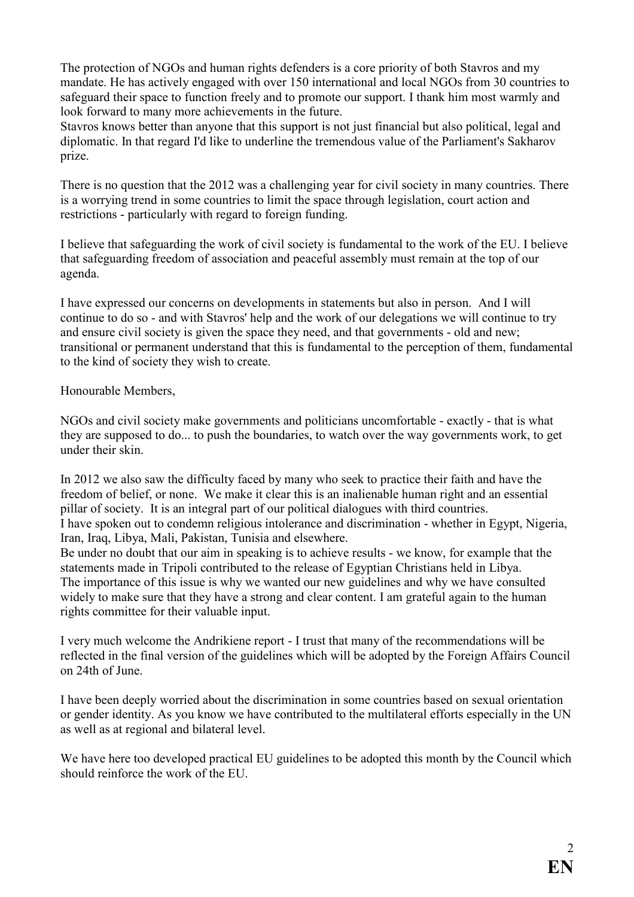The protection of NGOs and human rights defenders is a core priority of both Stavros and my mandate. He has actively engaged with over 150 international and local NGOs from 30 countries to safeguard their space to function freely and to promote our support. I thank him most warmly and look forward to many more achievements in the future.
Stavros knows better than anyone that this support is not just financial but also political, legal and diplomatic. In that regard I'd like to underline the tremendous value of the Parliament's Sakharov prize.

There is no question that the 2012 was a challenging year for civil society in many countries. There is a worrying trend in some countries to limit the space through legislation, court action and restrictions - particularly with regard to foreign funding.

I believe that safeguarding the work of civil society is fundamental to the work of the EU. I believe that safeguarding freedom of association and peaceful assembly must remain at the top of our agenda.

I have expressed our concerns on developments in statements but also in person. And I will continue to do so - and with Stavros' help and the work of our delegations we will continue to try and ensure civil society is given the space they need, and that governments - old and new; transitional or permanent understand that this is fundamental to the perception of them, fundamental to the kind of society they wish to create.

Honourable Members,

NGOs and civil society make governments and politicians uncomfortable - exactly - that is what they are supposed to do... to push the boundaries, to watch over the way governments work, to get under their skin.

In 2012 we also saw the difficulty faced by many who seek to practice their faith and have the freedom of belief, or none. We make it clear this is an inalienable human right and an essential pillar of society. It is an integral part of our political dialogues with third countries.
I have spoken out to condemn religious intolerance and discrimination - whether in Egypt, Nigeria, Iran, Iraq, Libya, Mali, Pakistan, Tunisia and elsewhere.
Be under no doubt that our aim in speaking is to achieve results - we know, for example that the statements made in Tripoli contributed to the release of Egyptian Christians held in Libya.
The importance of this issue is why we wanted our new guidelines and why we have consulted widely to make sure that they have a strong and clear content. I am grateful again to the human rights committee for their valuable input.

I very much welcome the Andrikiene report - I trust that many of the recommendations will be reflected in the final version of the guidelines which will be adopted by the Foreign Affairs Council on 24th of June.

I have been deeply worried about the discrimination in some countries based on sexual orientation or gender identity. As you know we have contributed to the multilateral efforts especially in the UN as well as at regional and bilateral level.

We have here too developed practical EU guidelines to be adopted this month by the Council which should reinforce the work of the EU.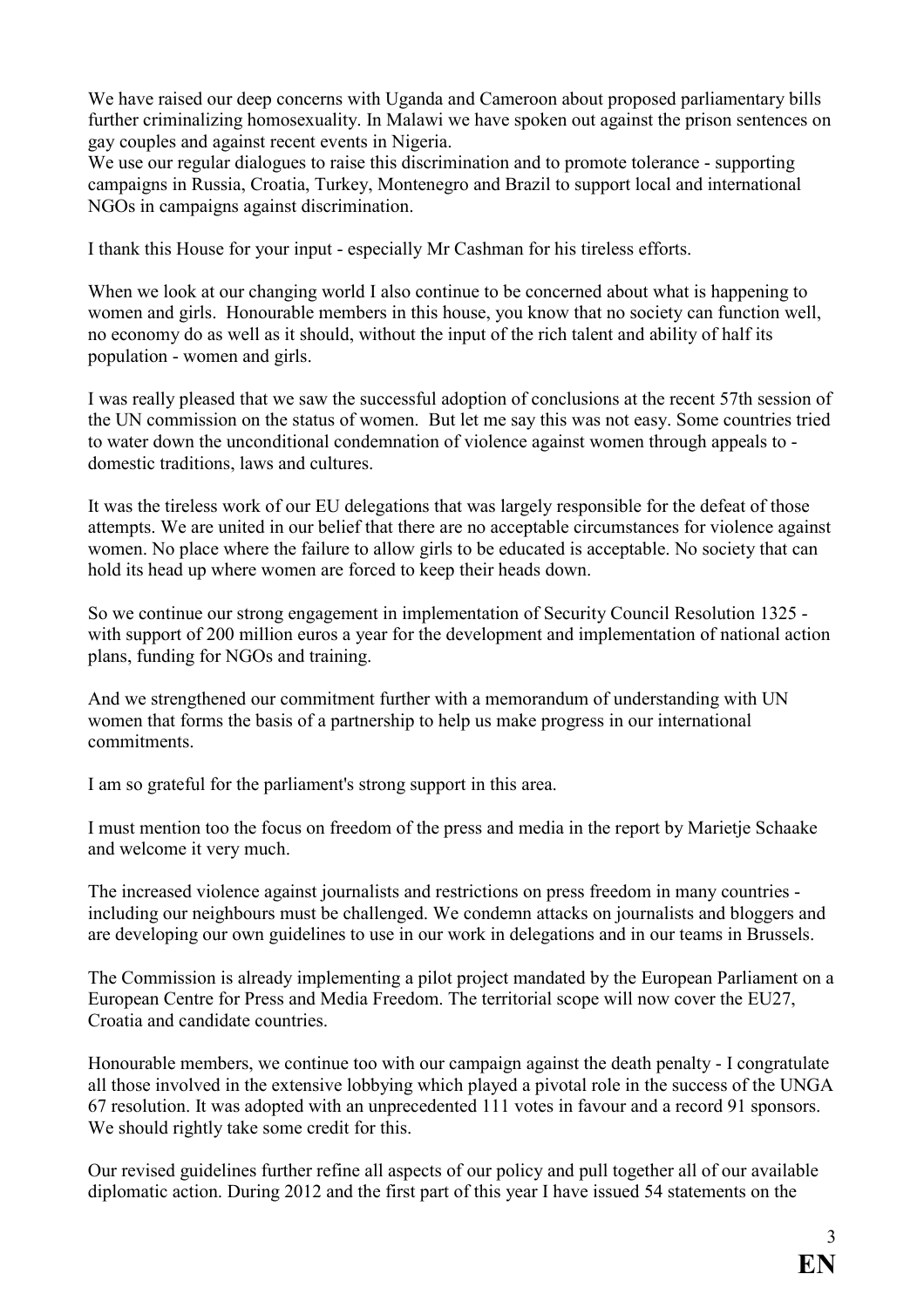We have raised our deep concerns with Uganda and Cameroon about proposed parliamentary bills further criminalizing homosexuality. In Malawi we have spoken out against the prison sentences on gay couples and against recent events in Nigeria.
We use our regular dialogues to raise this discrimination and to promote tolerance - supporting campaigns in Russia, Croatia, Turkey, Montenegro and Brazil to support local and international NGOs in campaigns against discrimination.

I thank this House for your input - especially Mr Cashman for his tireless efforts.

When we look at our changing world I also continue to be concerned about what is happening to women and girls. Honourable members in this house, you know that no society can function well, no economy do as well as it should, without the input of the rich talent and ability of half its population - women and girls.

I was really pleased that we saw the successful adoption of conclusions at the recent 57th session of the UN commission on the status of women. But let me say this was not easy. Some countries tried to water down the unconditional condemnation of violence against women through appeals to - domestic traditions, laws and cultures.

It was the tireless work of our EU delegations that was largely responsible for the defeat of those attempts. We are united in our belief that there are no acceptable circumstances for violence against women. No place where the failure to allow girls to be educated is acceptable. No society that can hold its head up where women are forced to keep their heads down.

So we continue our strong engagement in implementation of Security Council Resolution 1325 - with support of 200 million euros a year for the development and implementation of national action plans, funding for NGOs and training.

And we strengthened our commitment further with a memorandum of understanding with UN women that forms the basis of a partnership to help us make progress in our international commitments.

I am so grateful for the parliament's strong support in this area.

I must mention too the focus on freedom of the press and media in the report by Marietje Schaake and welcome it very much.

The increased violence against journalists and restrictions on press freedom in many countries - including our neighbours must be challenged. We condemn attacks on journalists and bloggers and are developing our own guidelines to use in our work in delegations and in our teams in Brussels.

The Commission is already implementing a pilot project mandated by the European Parliament on a European Centre for Press and Media Freedom. The territorial scope will now cover the EU27, Croatia and candidate countries.

Honourable members, we continue too with our campaign against the death penalty - I congratulate all those involved in the extensive lobbying which played a pivotal role in the success of the UNGA 67 resolution. It was adopted with an unprecedented 111 votes in favour and a record 91 sponsors. We should rightly take some credit for this.

Our revised guidelines further refine all aspects of our policy and pull together all of our available diplomatic action. During 2012 and the first part of this year I have issued 54 statements on the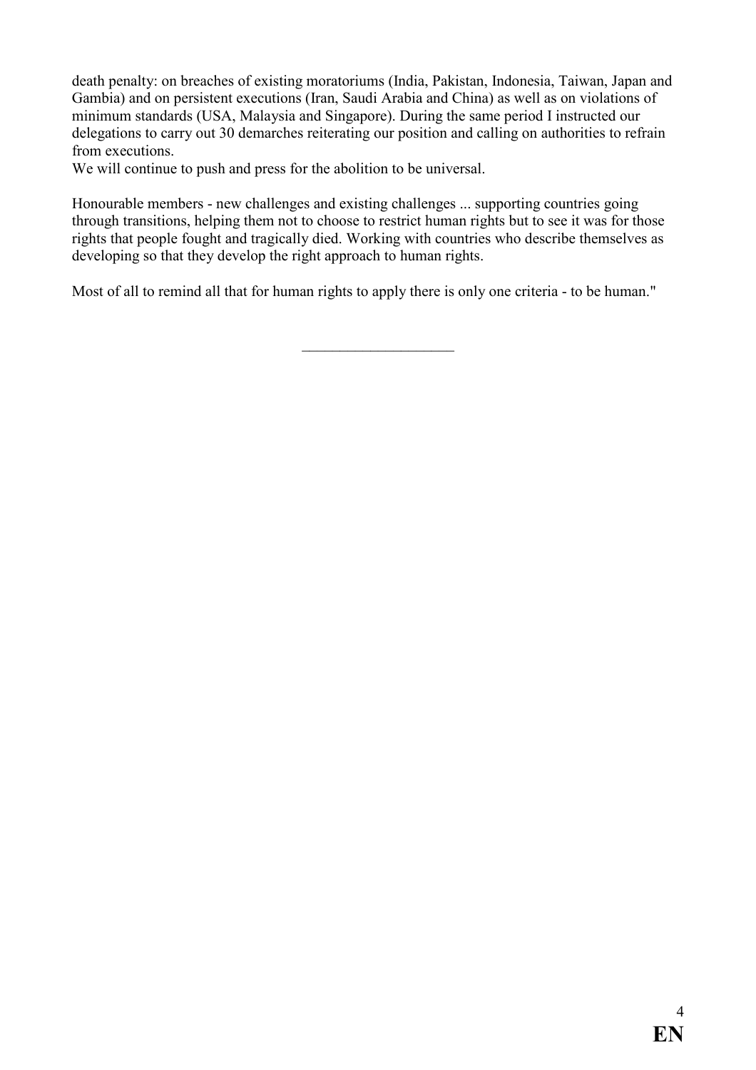death penalty: on breaches of existing moratoriums (India, Pakistan, Indonesia, Taiwan, Japan and Gambia) and on persistent executions (Iran, Saudi Arabia and China) as well as on violations of minimum standards (USA, Malaysia and Singapore). During the same period I instructed our delegations to carry out 30 demarches reiterating our position and calling on authorities to refrain from executions.
We will continue to push and press for the abolition to be universal.

Honourable members - new challenges and existing challenges ... supporting countries going through transitions, helping them not to choose to restrict human rights but to see it was for those rights that people fought and tragically died. Working with countries who describe themselves as developing so that they develop the right approach to human rights.

Most of all to remind all that for human rights to apply there is only one criteria - to be human."

---